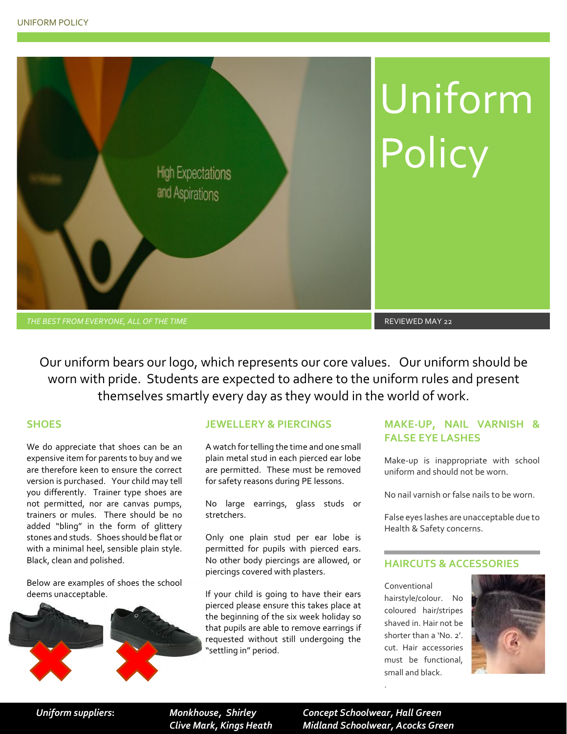# Uniform Policy

*THE BEST FROM EVERYONE, ALL OF THE TIME*

REVIEWED MAY 22

Our uniform bears our logo, which represents our core values. Our uniform should be worn with pride. Students are expected to adhere to the uniform rules and present themselves smartly every day as they would in the world of work.

## SHOES

We do appreciate that shoes can be an expensive item for parents to buy and we are therefore keen to ensure the correct version is purchased. Your child may tell you differently. Trainer type shoes are not permitted, nor are canvas pumps, trainers or mules. There should be no added "bling" in the form of glittery stones and studs. Shoes should be flat or with a minimal heel, sensible plain style. Black, clean and polished.

Below are examples of shoes the school deems unacceptable.

## JEWELLERY & PIERCINGS

A watch for telling the time and one small plain metal stud in each pierced ear lobe are permitted. These must be removed for safety reasons during PE lessons.

No large earrings, glass studs or stretchers.

Only one plain stud per ear lobe is permitted for pupils with pierced ears. No other body piercings are allowed, or piercings covered with plasters.

If your child is going to have their ears pierced please ensure this takes place at the beginning of the six week holiday so that pupils are able to remove earrings if requested without still undergoing the "settling in" period.

## MAKE-UP, NAIL VARNISH & FALSE EYE LASHES

Make-up is inappropriate with school uniform and should not be worn.

No nail varnish or false nails to be worn.

False eyes lashes are unacceptable due to Health & Safety concerns.

## HAIRCUTS & ACCESSORIES

Conventional hairstyle/colour. No coloured hair/stripes shaved in. Hair not be shorter than a 'No. 2'. cut. Hair accessories must be functional, small and black.

***Uniform suppliers:*** ***Monkhouse, Shirley*** ***Clive Mark, Kings Heath*** ***Concept Schoolwear, Hall Green*** ***Midland Schoolwear, Acocks Green***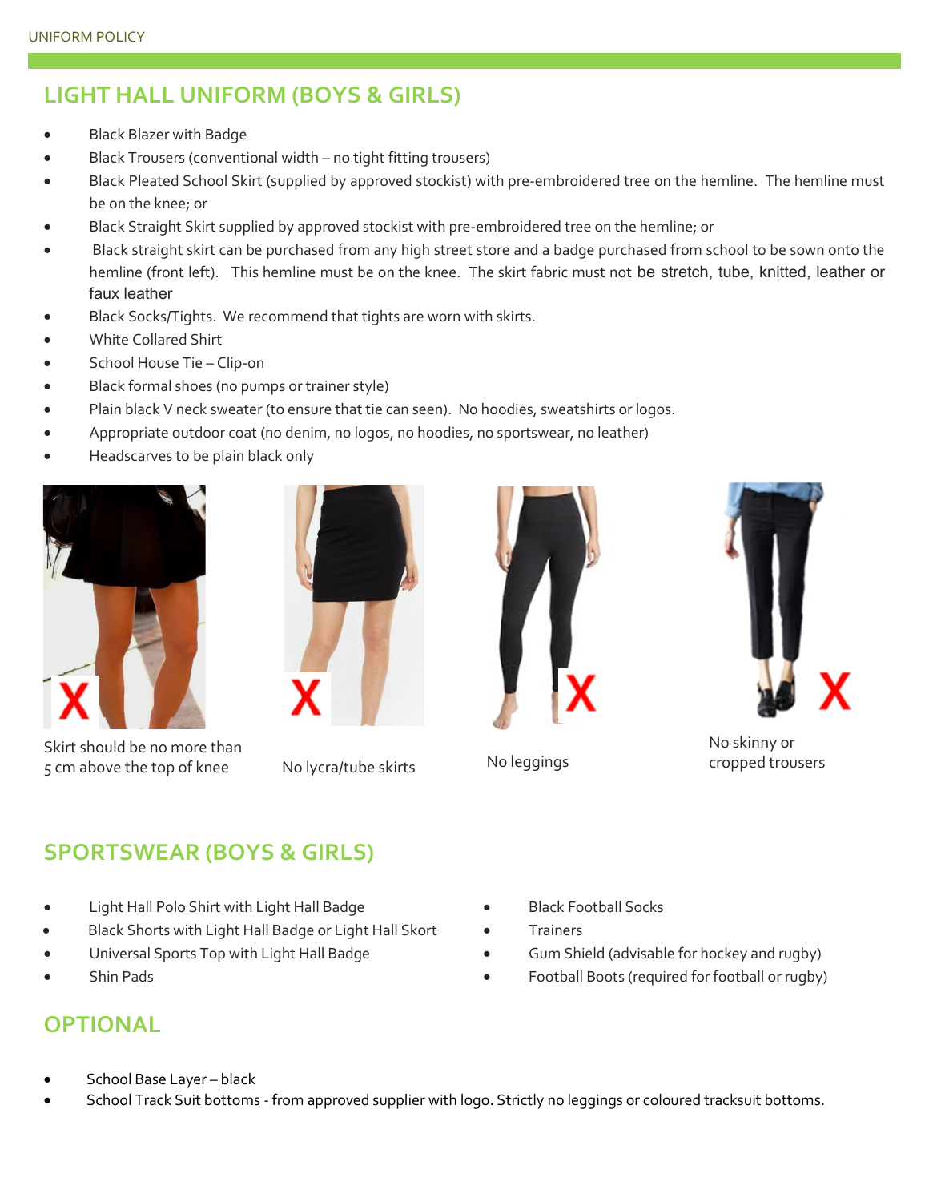## LIGHT HALL UNIFORM (BOYS & GIRLS)

- Black Blazer with Badge
- Black Trousers (conventional width – no tight fitting trousers)
- Black Pleated School Skirt (supplied by approved stockist) with pre-embroidered tree on the hemline. The hemline must be on the knee; or
- Black Straight Skirt supplied by approved stockist with pre-embroidered tree on the hemline; or
- Black straight skirt can be purchased from any high street store and a badge purchased from school to be sown onto the hemline (front left). This hemline must be on the knee. The skirt fabric must not be stretch, tube, knitted, leather or faux leather
- Black Socks/Tights. We recommend that tights are worn with skirts.
- White Collared Shirt
- School House Tie – Clip-on
- Black formal shoes (no pumps or trainer style)
- Plain black V neck sweater (to ensure that tie can seen). No hoodies, sweatshirts or logos.
- Appropriate outdoor coat (no denim, no logos, no hoodies, no sportswear, no leather)
- Headscarves to be plain black only

Skirt should be no more than 5 cm above the top of knee

No lycra/tube skirts

No leggings

No skinny or cropped trousers

## SPORTSWEAR (BOYS & GIRLS)

- Light Hall Polo Shirt with Light Hall Badge
- Black Shorts with Light Hall Badge or Light Hall Skort
- Universal Sports Top with Light Hall Badge
- Shin Pads
- Black Football Socks
- Trainers
- Gum Shield (advisable for hockey and rugby)
- Football Boots (required for football or rugby)

## OPTIONAL

- School Base Layer – black
- School Track Suit bottoms - from approved supplier with logo. Strictly no leggings or coloured tracksuit bottoms.